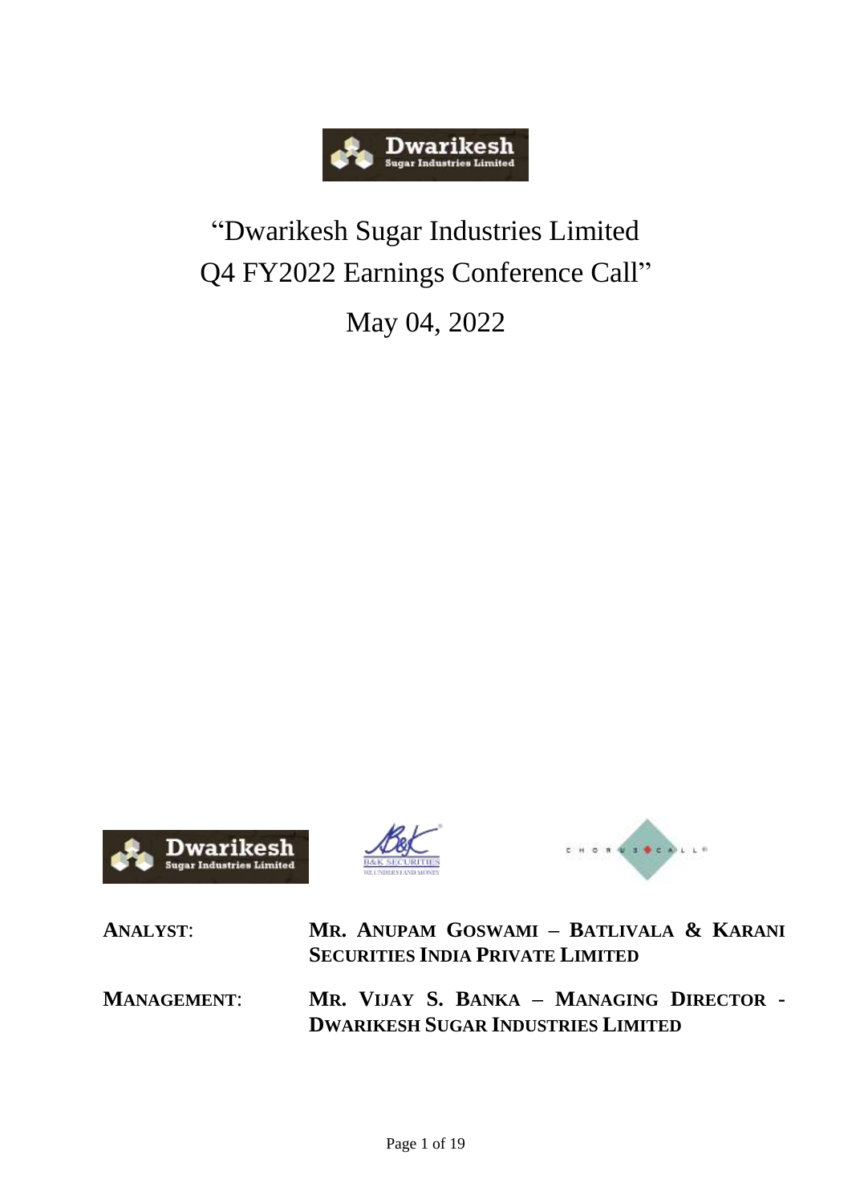# "Dwarikesh Sugar Industries Limited Q4 FY2022 Earnings Conference Call"

May 04, 2022

**ANALYST**: **MR. ANUPAM GOSWAMI – BATLIVALA & KARANI SECURITIES INDIA PRIVATE LIMITED**

**MANAGEMENT**: **MR. VIJAY S. BANKA – MANAGING DIRECTOR - DWARIKESH SUGAR INDUSTRIES LIMITED**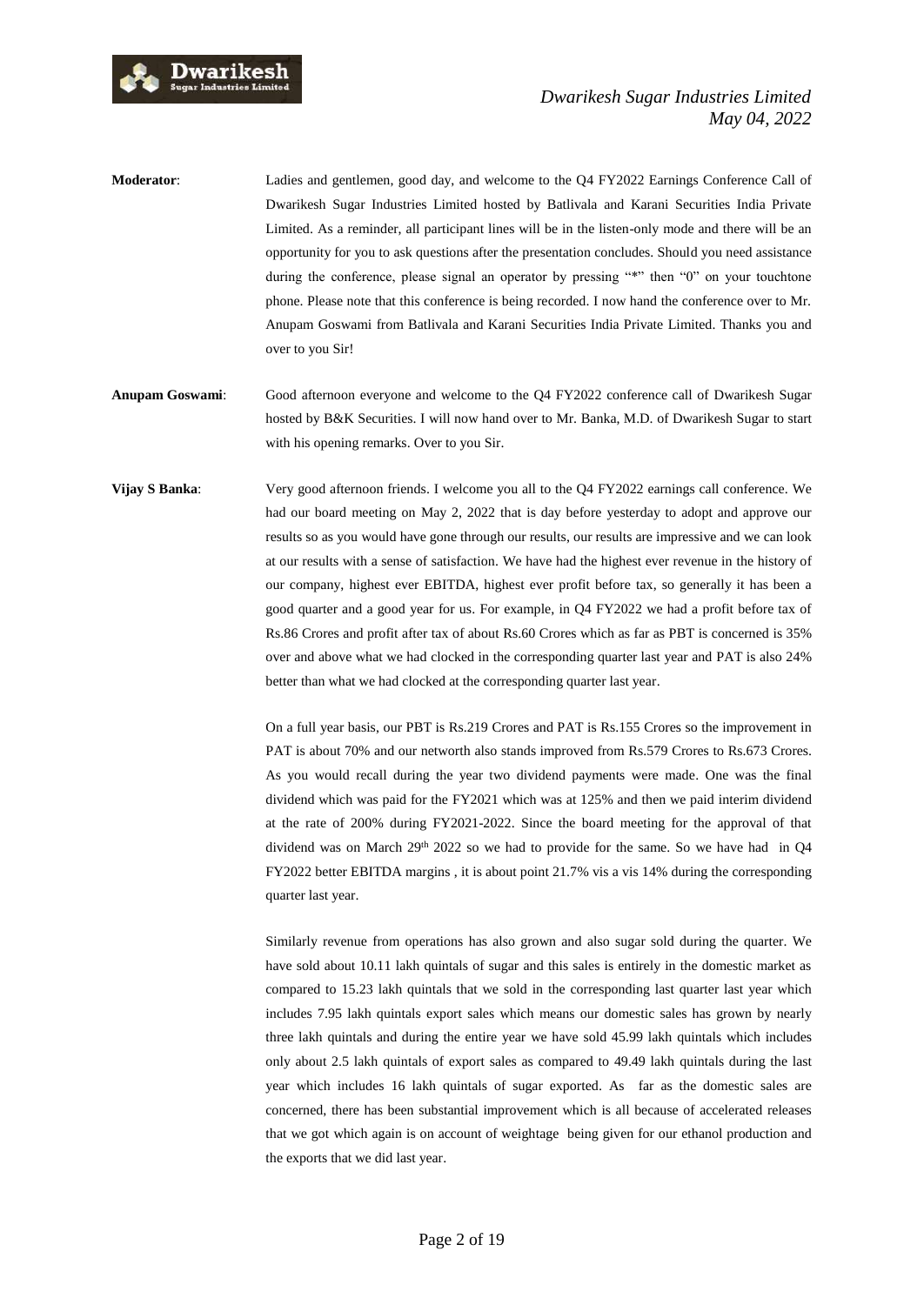**Moderator**: Ladies and gentlemen, good day, and welcome to the Q4 FY2022 Earnings Conference Call of Dwarikesh Sugar Industries Limited hosted by Batlivala and Karani Securities India Private Limited. As a reminder, all participant lines will be in the listen-only mode and there will be an opportunity for you to ask questions after the presentation concludes. Should you need assistance during the conference, please signal an operator by pressing "*" then "0" on your touchtone phone. Please note that this conference is being recorded. I now hand the conference over to Mr. Anupam Goswami from Batlivala and Karani Securities India Private Limited. Thanks you and over to you Sir!

**Anupam Goswami**: Good afternoon everyone and welcome to the Q4 FY2022 conference call of Dwarikesh Sugar hosted by B&K Securities. I will now hand over to Mr. Banka, M.D. of Dwarikesh Sugar to start with his opening remarks. Over to you Sir.

**Vijay S Banka**: Very good afternoon friends. I welcome you all to the Q4 FY2022 earnings call conference. We had our board meeting on May 2, 2022 that is day before yesterday to adopt and approve our results so as you would have gone through our results, our results are impressive and we can look at our results with a sense of satisfaction. We have had the highest ever revenue in the history of our company, highest ever EBITDA, highest ever profit before tax, so generally it has been a good quarter and a good year for us. For example, in Q4 FY2022 we had a profit before tax of Rs.86 Crores and profit after tax of about Rs.60 Crores which as far as PBT is concerned is 35% over and above what we had clocked in the corresponding quarter last year and PAT is also 24% better than what we had clocked at the corresponding quarter last year.

On a full year basis, our PBT is Rs.219 Crores and PAT is Rs.155 Crores so the improvement in PAT is about 70% and our networth also stands improved from Rs.579 Crores to Rs.673 Crores. As you would recall during the year two dividend payments were made. One was the final dividend which was paid for the FY2021 which was at 125% and then we paid interim dividend at the rate of 200% during FY2021-2022. Since the board meeting for the approval of that dividend was on March 29th 2022 so we had to provide for the same. So we have had in Q4 FY2022 better EBITDA margins , it is about point 21.7% vis a vis 14% during the corresponding quarter last year.

Similarly revenue from operations has also grown and also sugar sold during the quarter. We have sold about 10.11 lakh quintals of sugar and this sales is entirely in the domestic market as compared to 15.23 lakh quintals that we sold in the corresponding last quarter last year which includes 7.95 lakh quintals export sales which means our domestic sales has grown by nearly three lakh quintals and during the entire year we have sold 45.99 lakh quintals which includes only about 2.5 lakh quintals of export sales as compared to 49.49 lakh quintals during the last year which includes 16 lakh quintals of sugar exported. As far as the domestic sales are concerned, there has been substantial improvement which is all because of accelerated releases that we got which again is on account of weightage being given for our ethanol production and the exports that we did last year.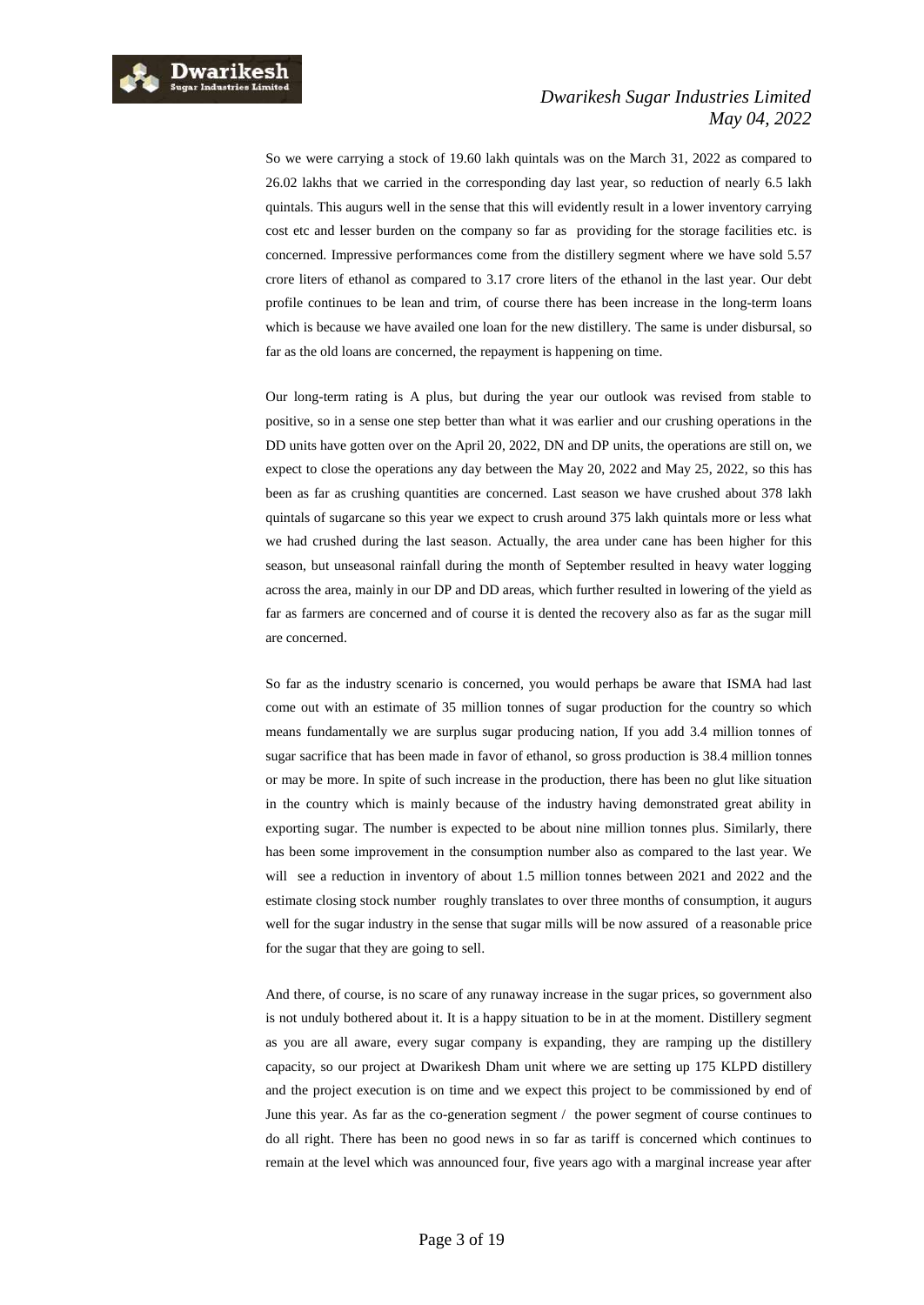So we were carrying a stock of 19.60 lakh quintals was on the March 31, 2022 as compared to 26.02 lakhs that we carried in the corresponding day last year, so reduction of nearly 6.5 lakh quintals. This augurs well in the sense that this will evidently result in a lower inventory carrying cost etc and lesser burden on the company so far as providing for the storage facilities etc. is concerned. Impressive performances come from the distillery segment where we have sold 5.57 crore liters of ethanol as compared to 3.17 crore liters of the ethanol in the last year. Our debt profile continues to be lean and trim, of course there has been increase in the long-term loans which is because we have availed one loan for the new distillery. The same is under disbursal, so far as the old loans are concerned, the repayment is happening on time.

Our long-term rating is A plus, but during the year our outlook was revised from stable to positive, so in a sense one step better than what it was earlier and our crushing operations in the DD units have gotten over on the April 20, 2022, DN and DP units, the operations are still on, we expect to close the operations any day between the May 20, 2022 and May 25, 2022, so this has been as far as crushing quantities are concerned. Last season we have crushed about 378 lakh quintals of sugarcane so this year we expect to crush around 375 lakh quintals more or less what we had crushed during the last season. Actually, the area under cane has been higher for this season, but unseasonal rainfall during the month of September resulted in heavy water logging across the area, mainly in our DP and DD areas, which further resulted in lowering of the yield as far as farmers are concerned and of course it is dented the recovery also as far as the sugar mill are concerned.

So far as the industry scenario is concerned, you would perhaps be aware that ISMA had last come out with an estimate of 35 million tonnes of sugar production for the country so which means fundamentally we are surplus sugar producing nation, If you add 3.4 million tonnes of sugar sacrifice that has been made in favor of ethanol, so gross production is 38.4 million tonnes or may be more. In spite of such increase in the production, there has been no glut like situation in the country which is mainly because of the industry having demonstrated great ability in exporting sugar. The number is expected to be about nine million tonnes plus. Similarly, there has been some improvement in the consumption number also as compared to the last year. We will see a reduction in inventory of about 1.5 million tonnes between 2021 and 2022 and the estimate closing stock number roughly translates to over three months of consumption, it augurs well for the sugar industry in the sense that sugar mills will be now assured of a reasonable price for the sugar that they are going to sell.

And there, of course, is no scare of any runaway increase in the sugar prices, so government also is not unduly bothered about it. It is a happy situation to be in at the moment. Distillery segment as you are all aware, every sugar company is expanding, they are ramping up the distillery capacity, so our project at Dwarikesh Dham unit where we are setting up 175 KLPD distillery and the project execution is on time and we expect this project to be commissioned by end of June this year. As far as the co-generation segment / the power segment of course continues to do all right. There has been no good news in so far as tariff is concerned which continues to remain at the level which was announced four, five years ago with a marginal increase year after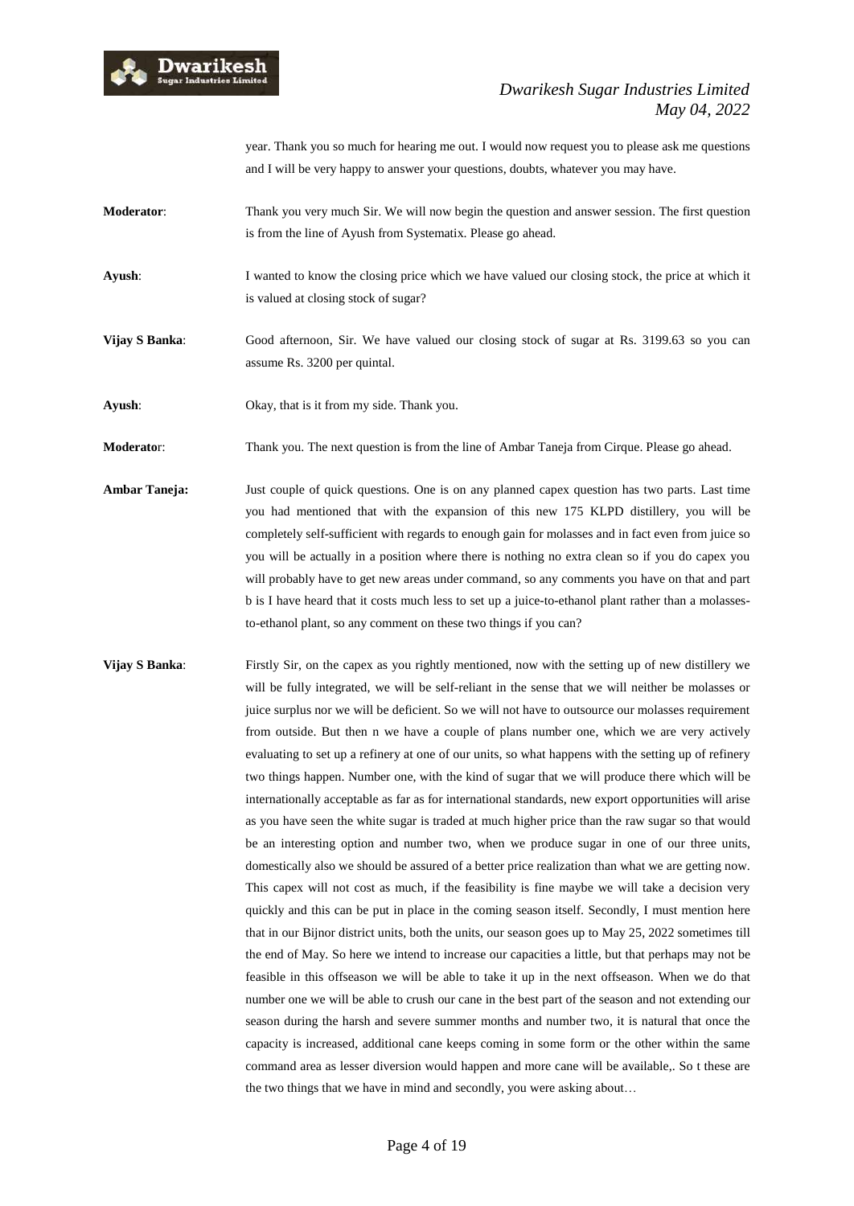year. Thank you so much for hearing me out. I would now request you to please ask me questions and I will be very happy to answer your questions, doubts, whatever you may have.

**Moderator**: Thank you very much Sir. We will now begin the question and answer session. The first question is from the line of Ayush from Systematix. Please go ahead.

**Ayush**: I wanted to know the closing price which we have valued our closing stock, the price at which it is valued at closing stock of sugar?

**Vijay S Banka**: Good afternoon, Sir. We have valued our closing stock of sugar at Rs. 3199.63 so you can assume Rs. 3200 per quintal.

**Ayush**: Okay, that is it from my side. Thank you.

**Moderator**: Thank you. The next question is from the line of Ambar Taneja from Cirque. Please go ahead.

**Ambar Taneja:** Just couple of quick questions. One is on any planned capex question has two parts. Last time you had mentioned that with the expansion of this new 175 KLPD distillery, you will be completely self-sufficient with regards to enough gain for molasses and in fact even from juice so you will be actually in a position where there is nothing no extra clean so if you do capex you will probably have to get new areas under command, so any comments you have on that and part b is I have heard that it costs much less to set up a juice-to-ethanol plant rather than a molasses-to-ethanol plant, so any comment on these two things if you can?

**Vijay S Banka**: Firstly Sir, on the capex as you rightly mentioned, now with the setting up of new distillery we will be fully integrated, we will be self-reliant in the sense that we will neither be molasses or juice surplus nor we will be deficient. So we will not have to outsource our molasses requirement from outside. But then n we have a couple of plans number one, which we are very actively evaluating to set up a refinery at one of our units, so what happens with the setting up of refinery two things happen. Number one, with the kind of sugar that we will produce there which will be internationally acceptable as far as for international standards, new export opportunities will arise as you have seen the white sugar is traded at much higher price than the raw sugar so that would be an interesting option and number two, when we produce sugar in one of our three units, domestically also we should be assured of a better price realization than what we are getting now. This capex will not cost as much, if the feasibility is fine maybe we will take a decision very quickly and this can be put in place in the coming season itself. Secondly, I must mention here that in our Bijnor district units, both the units, our season goes up to May 25, 2022 sometimes till the end of May. So here we intend to increase our capacities a little, but that perhaps may not be feasible in this offseason we will be able to take it up in the next offseason. When we do that number one we will be able to crush our cane in the best part of the season and not extending our season during the harsh and severe summer months and number two, it is natural that once the capacity is increased, additional cane keeps coming in some form or the other within the same command area as lesser diversion would happen and more cane will be available,. So t these are the two things that we have in mind and secondly, you were asking about…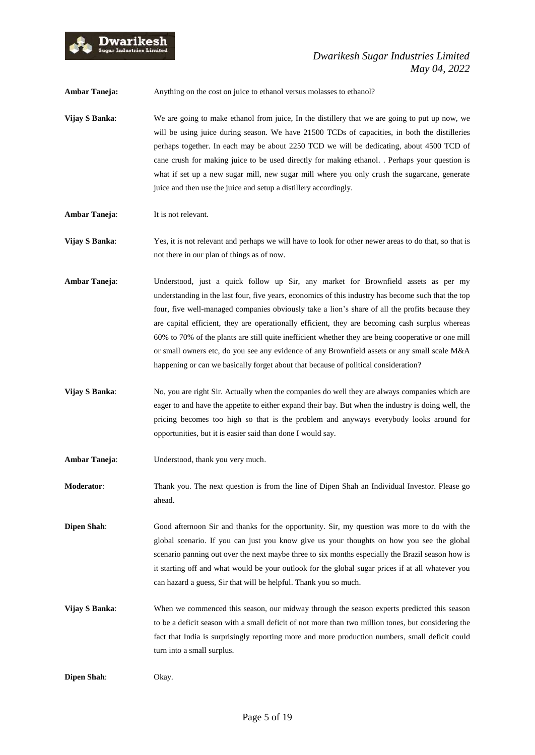**Ambar Taneja:** Anything on the cost on juice to ethanol versus molasses to ethanol?

**Vijay S Banka**: We are going to make ethanol from juice, In the distillery that we are going to put up now, we will be using juice during season. We have 21500 TCDs of capacities, in both the distilleries perhaps together. In each may be about 2250 TCD we will be dedicating, about 4500 TCD of cane crush for making juice to be used directly for making ethanol. . Perhaps your question is what if set up a new sugar mill, new sugar mill where you only crush the sugarcane, generate juice and then use the juice and setup a distillery accordingly.

**Ambar Taneja**: It is not relevant.

**Vijay S Banka**: Yes, it is not relevant and perhaps we will have to look for other newer areas to do that, so that is not there in our plan of things as of now.

**Ambar Taneja**: Understood, just a quick follow up Sir, any market for Brownfield assets as per my understanding in the last four, five years, economics of this industry has become such that the top four, five well-managed companies obviously take a lion's share of all the profits because they are capital efficient, they are operationally efficient, they are becoming cash surplus whereas 60% to 70% of the plants are still quite inefficient whether they are being cooperative or one mill or small owners etc, do you see any evidence of any Brownfield assets or any small scale M&A happening or can we basically forget about that because of political consideration?

**Vijay S Banka**: No, you are right Sir. Actually when the companies do well they are always companies which are eager to and have the appetite to either expand their bay. But when the industry is doing well, the pricing becomes too high so that is the problem and anyways everybody looks around for opportunities, but it is easier said than done I would say.

**Ambar Taneja**: Understood, thank you very much.

**Moderator**: Thank you. The next question is from the line of Dipen Shah an Individual Investor. Please go ahead.

**Dipen Shah**: Good afternoon Sir and thanks for the opportunity. Sir, my question was more to do with the global scenario. If you can just you know give us your thoughts on how you see the global scenario panning out over the next maybe three to six months especially the Brazil season how is it starting off and what would be your outlook for the global sugar prices if at all whatever you can hazard a guess, Sir that will be helpful. Thank you so much.

**Vijay S Banka**: When we commenced this season, our midway through the season experts predicted this season to be a deficit season with a small deficit of not more than two million tones, but considering the fact that India is surprisingly reporting more and more production numbers, small deficit could turn into a small surplus.

**Dipen Shah**: Okay.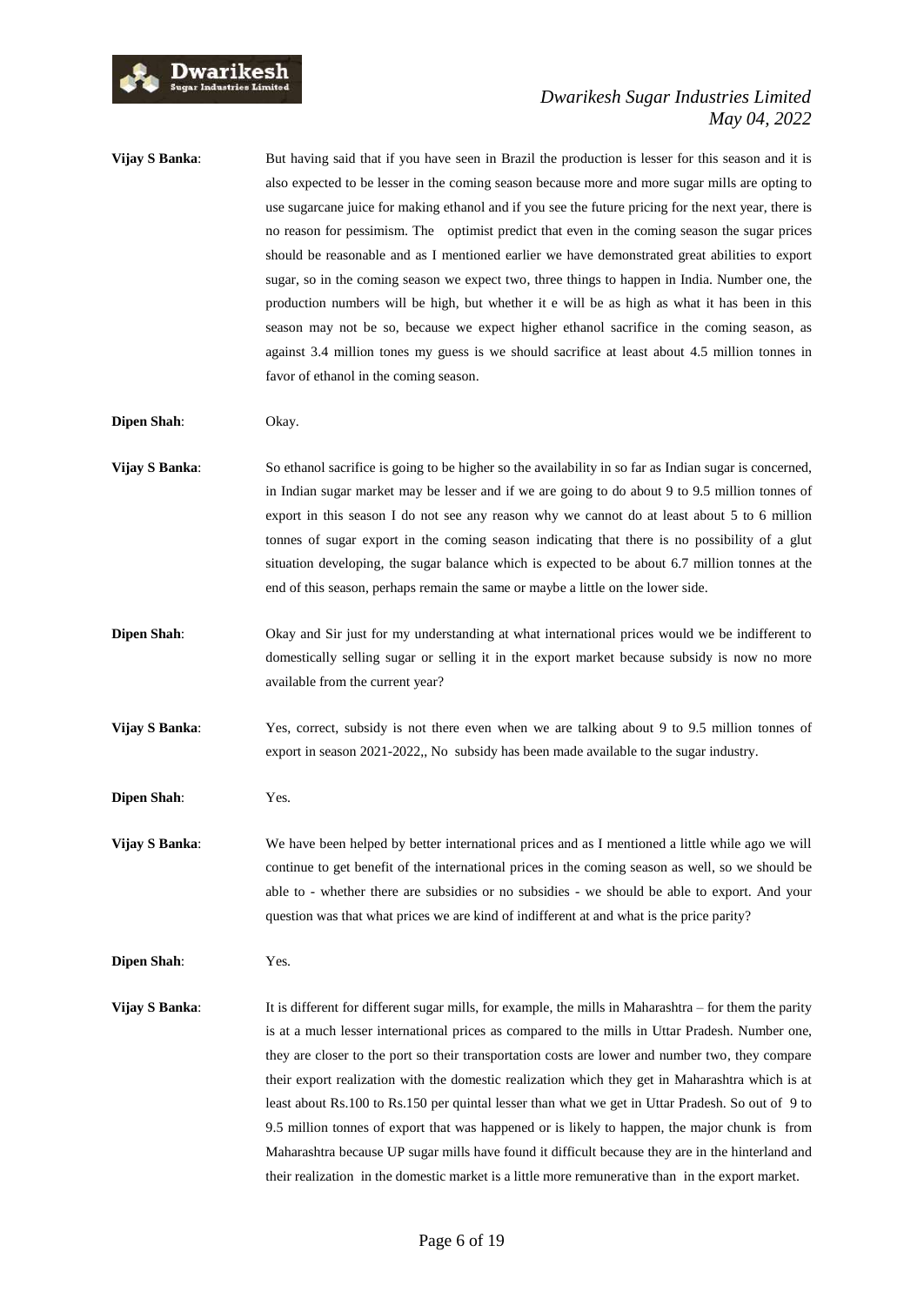**Vijay S Banka**: But having said that if you have seen in Brazil the production is lesser for this season and it is also expected to be lesser in the coming season because more and more sugar mills are opting to use sugarcane juice for making ethanol and if you see the future pricing for the next year, there is no reason for pessimism. The optimist predict that even in the coming season the sugar prices should be reasonable and as I mentioned earlier we have demonstrated great abilities to export sugar, so in the coming season we expect two, three things to happen in India. Number one, the production numbers will be high, but whether it e will be as high as what it has been in this season may not be so, because we expect higher ethanol sacrifice in the coming season, as against 3.4 million tones my guess is we should sacrifice at least about 4.5 million tonnes in favor of ethanol in the coming season.

**Dipen Shah**: Okay.

**Vijay S Banka**: So ethanol sacrifice is going to be higher so the availability in so far as Indian sugar is concerned, in Indian sugar market may be lesser and if we are going to do about 9 to 9.5 million tonnes of export in this season I do not see any reason why we cannot do at least about 5 to 6 million tonnes of sugar export in the coming season indicating that there is no possibility of a glut situation developing, the sugar balance which is expected to be about 6.7 million tonnes at the end of this season, perhaps remain the same or maybe a little on the lower side.

**Dipen Shah**: Okay and Sir just for my understanding at what international prices would we be indifferent to domestically selling sugar or selling it in the export market because subsidy is now no more available from the current year?

**Vijay S Banka**: Yes, correct, subsidy is not there even when we are talking about 9 to 9.5 million tonnes of export in season 2021-2022,, No subsidy has been made available to the sugar industry.

**Dipen Shah**: Yes.

**Vijay S Banka**: We have been helped by better international prices and as I mentioned a little while ago we will continue to get benefit of the international prices in the coming season as well, so we should be able to - whether there are subsidies or no subsidies - we should be able to export. And your question was that what prices we are kind of indifferent at and what is the price parity?

**Dipen Shah**: Yes.

**Vijay S Banka**: It is different for different sugar mills, for example, the mills in Maharashtra – for them the parity is at a much lesser international prices as compared to the mills in Uttar Pradesh. Number one, they are closer to the port so their transportation costs are lower and number two, they compare their export realization with the domestic realization which they get in Maharashtra which is at least about Rs.100 to Rs.150 per quintal lesser than what we get in Uttar Pradesh. So out of 9 to 9.5 million tonnes of export that was happened or is likely to happen, the major chunk is from Maharashtra because UP sugar mills have found it difficult because they are in the hinterland and their realization in the domestic market is a little more remunerative than in the export market.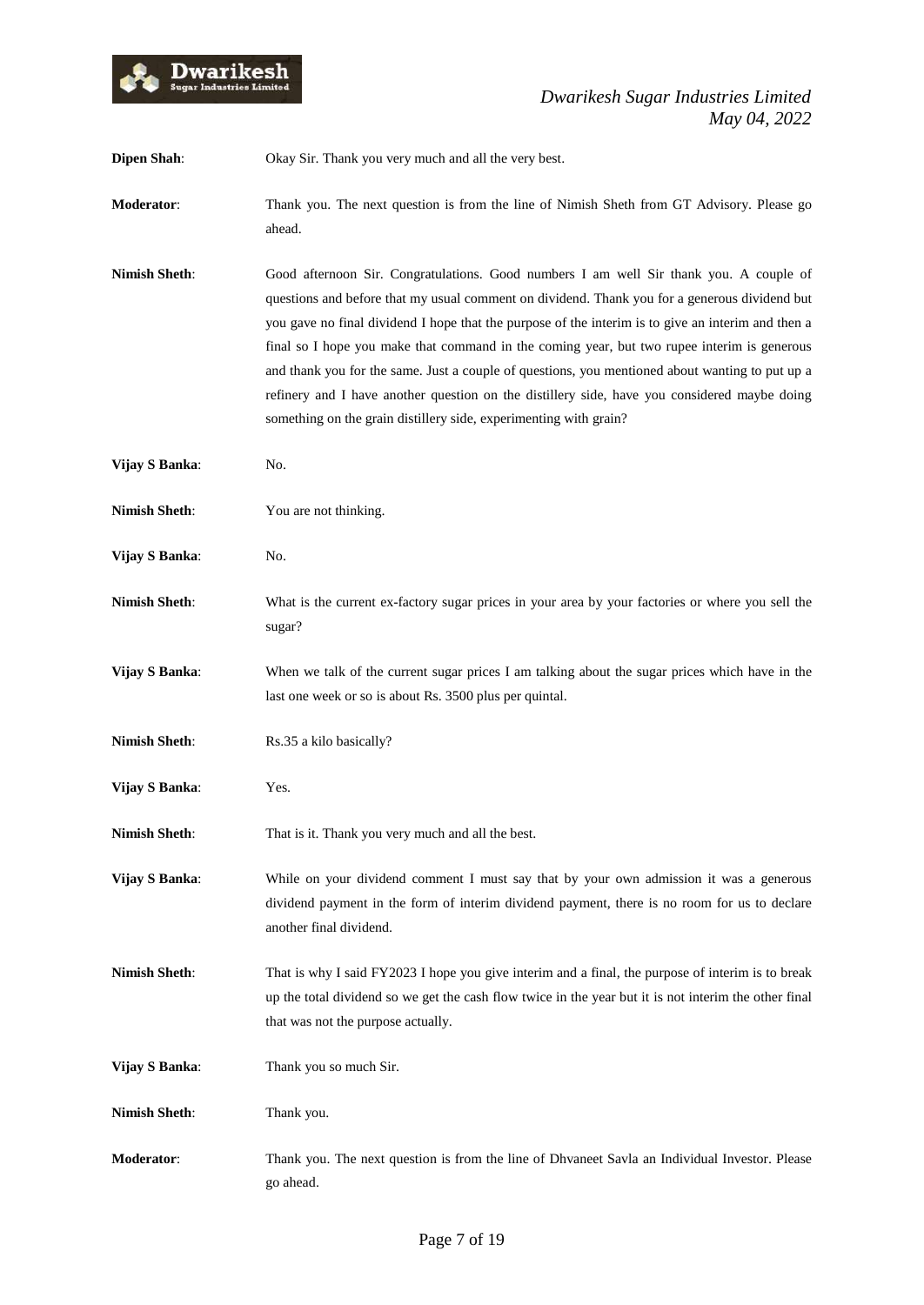**Dipen Shah**: Okay Sir. Thank you very much and all the very best.

**Moderator**: Thank you. The next question is from the line of Nimish Sheth from GT Advisory. Please go ahead.

**Nimish Sheth**: Good afternoon Sir. Congratulations. Good numbers I am well Sir thank you. A couple of questions and before that my usual comment on dividend. Thank you for a generous dividend but you gave no final dividend I hope that the purpose of the interim is to give an interim and then a final so I hope you make that command in the coming year, but two rupee interim is generous and thank you for the same. Just a couple of questions, you mentioned about wanting to put up a refinery and I have another question on the distillery side, have you considered maybe doing something on the grain distillery side, experimenting with grain?

**Vijay S Banka**: No.

**Nimish Sheth**: You are not thinking.

**Vijay S Banka**: No.

**Nimish Sheth**: What is the current ex-factory sugar prices in your area by your factories or where you sell the sugar?

**Vijay S Banka**: When we talk of the current sugar prices I am talking about the sugar prices which have in the last one week or so is about Rs. 3500 plus per quintal.

**Nimish Sheth**: Rs.35 a kilo basically?

**Vijay S Banka**: Yes.

**Nimish Sheth**: That is it. Thank you very much and all the best.

**Vijay S Banka**: While on your dividend comment I must say that by your own admission it was a generous dividend payment in the form of interim dividend payment, there is no room for us to declare another final dividend.

**Nimish Sheth**: That is why I said FY2023 I hope you give interim and a final, the purpose of interim is to break up the total dividend so we get the cash flow twice in the year but it is not interim the other final that was not the purpose actually.

**Vijay S Banka**: Thank you so much Sir.

**Nimish Sheth**: Thank you.

**Moderator**: Thank you. The next question is from the line of Dhvaneet Savla an Individual Investor. Please go ahead.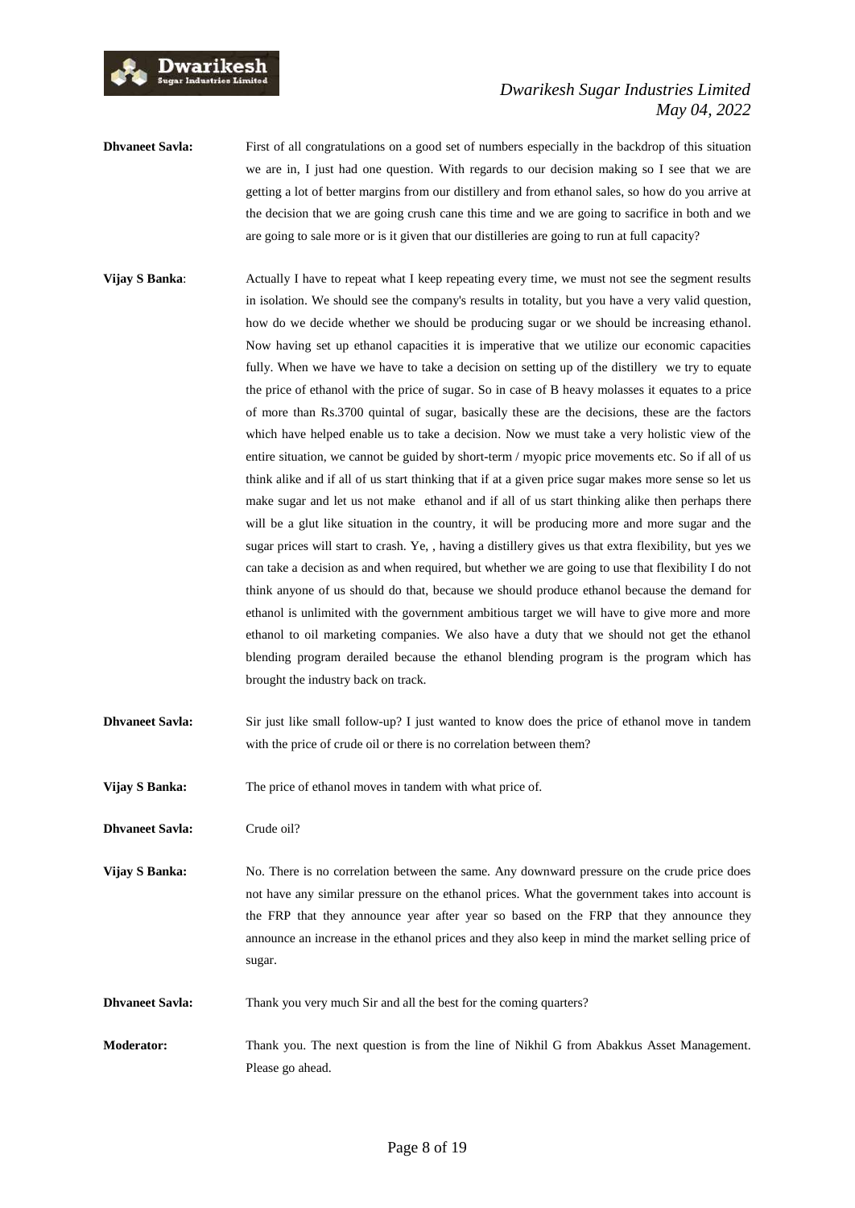**Dhvaneet Savla:** First of all congratulations on a good set of numbers especially in the backdrop of this situation we are in, I just had one question. With regards to our decision making so I see that we are getting a lot of better margins from our distillery and from ethanol sales, so how do you arrive at the decision that we are going crush cane this time and we are going to sacrifice in both and we are going to sale more or is it given that our distilleries are going to run at full capacity?

**Vijay S Banka**: Actually I have to repeat what I keep repeating every time, we must not see the segment results in isolation. We should see the company's results in totality, but you have a very valid question, how do we decide whether we should be producing sugar or we should be increasing ethanol. Now having set up ethanol capacities it is imperative that we utilize our economic capacities fully. When we have we have to take a decision on setting up of the distillery we try to equate the price of ethanol with the price of sugar. So in case of B heavy molasses it equates to a price of more than Rs.3700 quintal of sugar, basically these are the decisions, these are the factors which have helped enable us to take a decision. Now we must take a very holistic view of the entire situation, we cannot be guided by short-term / myopic price movements etc. So if all of us think alike and if all of us start thinking that if at a given price sugar makes more sense so let us make sugar and let us not make ethanol and if all of us start thinking alike then perhaps there will be a glut like situation in the country, it will be producing more and more sugar and the sugar prices will start to crash. Ye, , having a distillery gives us that extra flexibility, but yes we can take a decision as and when required, but whether we are going to use that flexibility I do not think anyone of us should do that, because we should produce ethanol because the demand for ethanol is unlimited with the government ambitious target we will have to give more and more ethanol to oil marketing companies. We also have a duty that we should not get the ethanol blending program derailed because the ethanol blending program is the program which has brought the industry back on track.

**Dhvaneet Savla:** Sir just like small follow-up? I just wanted to know does the price of ethanol move in tandem with the price of crude oil or there is no correlation between them?

**Vijay S Banka:** The price of ethanol moves in tandem with what price of.

**Dhvaneet Savla:** Crude oil?

**Vijay S Banka:** No. There is no correlation between the same. Any downward pressure on the crude price does not have any similar pressure on the ethanol prices. What the government takes into account is the FRP that they announce year after year so based on the FRP that they announce they announce an increase in the ethanol prices and they also keep in mind the market selling price of sugar.

**Dhvaneet Savla:** Thank you very much Sir and all the best for the coming quarters?

**Moderator:** Thank you. The next question is from the line of Nikhil G from Abakkus Asset Management. Please go ahead.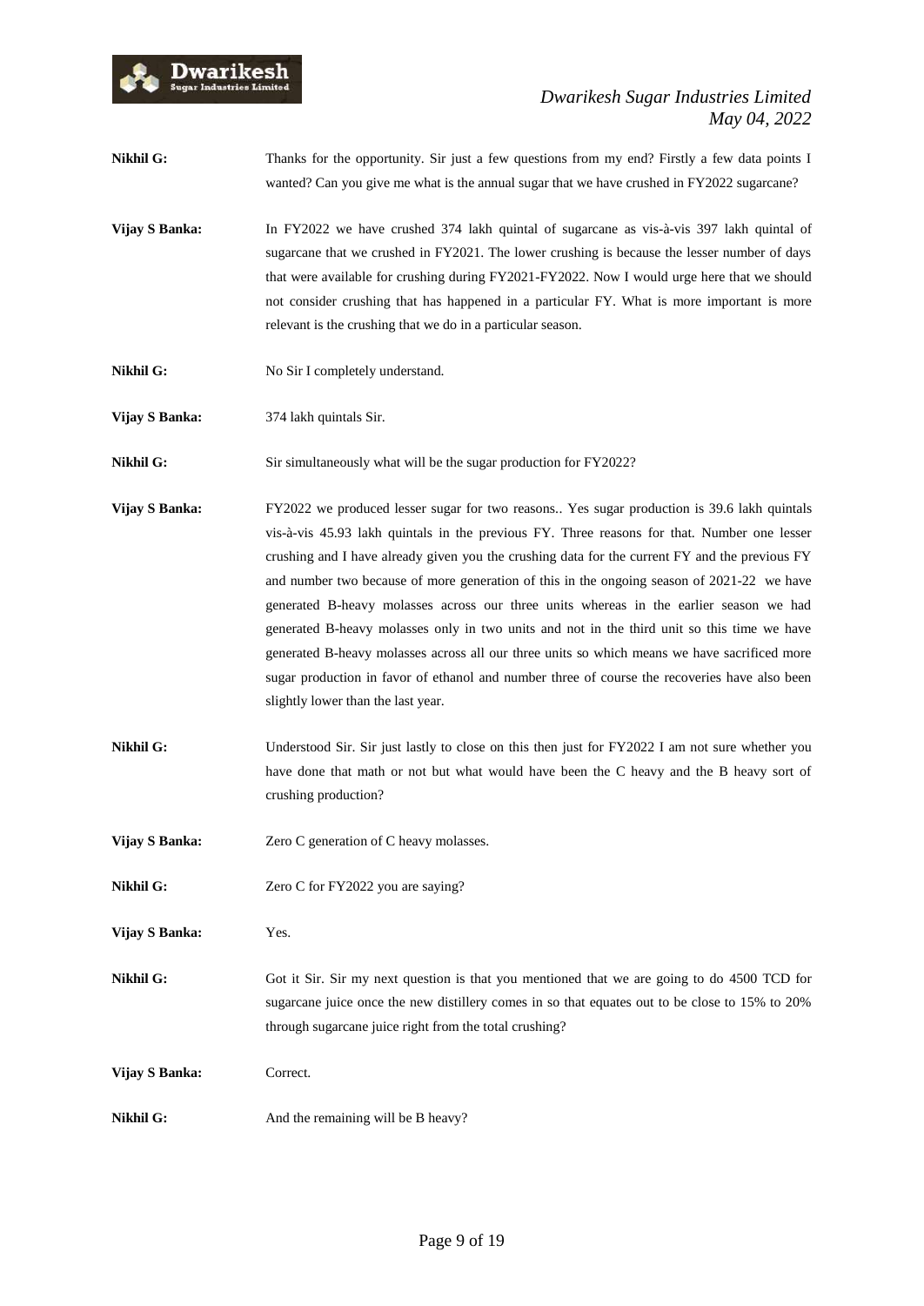**Nikhil G:** Thanks for the opportunity. Sir just a few questions from my end? Firstly a few data points I wanted? Can you give me what is the annual sugar that we have crushed in FY2022 sugarcane?

**Vijay S Banka:** In FY2022 we have crushed 374 lakh quintal of sugarcane as vis-à-vis 397 lakh quintal of sugarcane that we crushed in FY2021. The lower crushing is because the lesser number of days that were available for crushing during FY2021-FY2022. Now I would urge here that we should not consider crushing that has happened in a particular FY. What is more important is more relevant is the crushing that we do in a particular season.

**Nikhil G:** No Sir I completely understand.

**Vijay S Banka:** 374 lakh quintals Sir.

**Nikhil G:** Sir simultaneously what will be the sugar production for FY2022?

**Vijay S Banka:** FY2022 we produced lesser sugar for two reasons.. Yes sugar production is 39.6 lakh quintals vis-à-vis 45.93 lakh quintals in the previous FY. Three reasons for that. Number one lesser crushing and I have already given you the crushing data for the current FY and the previous FY and number two because of more generation of this in the ongoing season of 2021-22 we have generated B-heavy molasses across our three units whereas in the earlier season we had generated B-heavy molasses only in two units and not in the third unit so this time we have generated B-heavy molasses across all our three units so which means we have sacrificed more sugar production in favor of ethanol and number three of course the recoveries have also been slightly lower than the last year.

**Nikhil G:** Understood Sir. Sir just lastly to close on this then just for FY2022 I am not sure whether you have done that math or not but what would have been the C heavy and the B heavy sort of crushing production?

**Vijay S Banka:** Zero C generation of C heavy molasses.

**Nikhil G:** Zero C for FY2022 you are saying?

**Vijay S Banka:** Yes.

**Nikhil G:** Got it Sir. Sir my next question is that you mentioned that we are going to do 4500 TCD for sugarcane juice once the new distillery comes in so that equates out to be close to 15% to 20% through sugarcane juice right from the total crushing?

**Vijay S Banka:** Correct.

**Nikhil G:** And the remaining will be B heavy?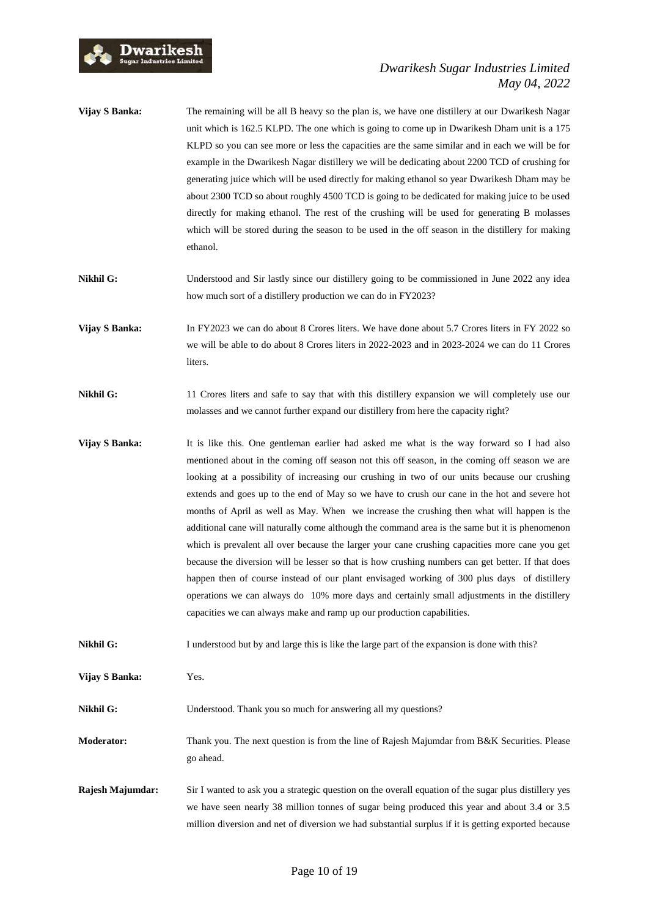**Vijay S Banka:** The remaining will be all B heavy so the plan is, we have one distillery at our Dwarikesh Nagar unit which is 162.5 KLPD. The one which is going to come up in Dwarikesh Dham unit is a 175 KLPD so you can see more or less the capacities are the same similar and in each we will be for example in the Dwarikesh Nagar distillery we will be dedicating about 2200 TCD of crushing for generating juice which will be used directly for making ethanol so year Dwarikesh Dham may be about 2300 TCD so about roughly 4500 TCD is going to be dedicated for making juice to be used directly for making ethanol. The rest of the crushing will be used for generating B molasses which will be stored during the season to be used in the off season in the distillery for making ethanol.

**Nikhil G:** Understood and Sir lastly since our distillery going to be commissioned in June 2022 any idea how much sort of a distillery production we can do in FY2023?

**Vijay S Banka:** In FY2023 we can do about 8 Crores liters. We have done about 5.7 Crores liters in FY 2022 so we will be able to do about 8 Crores liters in 2022-2023 and in 2023-2024 we can do 11 Crores liters.

**Nikhil G:** 11 Crores liters and safe to say that with this distillery expansion we will completely use our molasses and we cannot further expand our distillery from here the capacity right?

**Vijay S Banka:** It is like this. One gentleman earlier had asked me what is the way forward so I had also mentioned about in the coming off season not this off season, in the coming off season we are looking at a possibility of increasing our crushing in two of our units because our crushing extends and goes up to the end of May so we have to crush our cane in the hot and severe hot months of April as well as May. When we increase the crushing then what will happen is the additional cane will naturally come although the command area is the same but it is phenomenon which is prevalent all over because the larger your cane crushing capacities more cane you get because the diversion will be lesser so that is how crushing numbers can get better. If that does happen then of course instead of our plant envisaged working of 300 plus days of distillery operations we can always do 10% more days and certainly small adjustments in the distillery capacities we can always make and ramp up our production capabilities.

**Nikhil G:** I understood but by and large this is like the large part of the expansion is done with this?

**Vijay S Banka:** Yes.

**Nikhil G:** Understood. Thank you so much for answering all my questions?

**Moderator:** Thank you. The next question is from the line of Rajesh Majumdar from B&K Securities. Please go ahead.

**Rajesh Majumdar:** Sir I wanted to ask you a strategic question on the overall equation of the sugar plus distillery yes we have seen nearly 38 million tonnes of sugar being produced this year and about 3.4 or 3.5 million diversion and net of diversion we had substantial surplus if it is getting exported because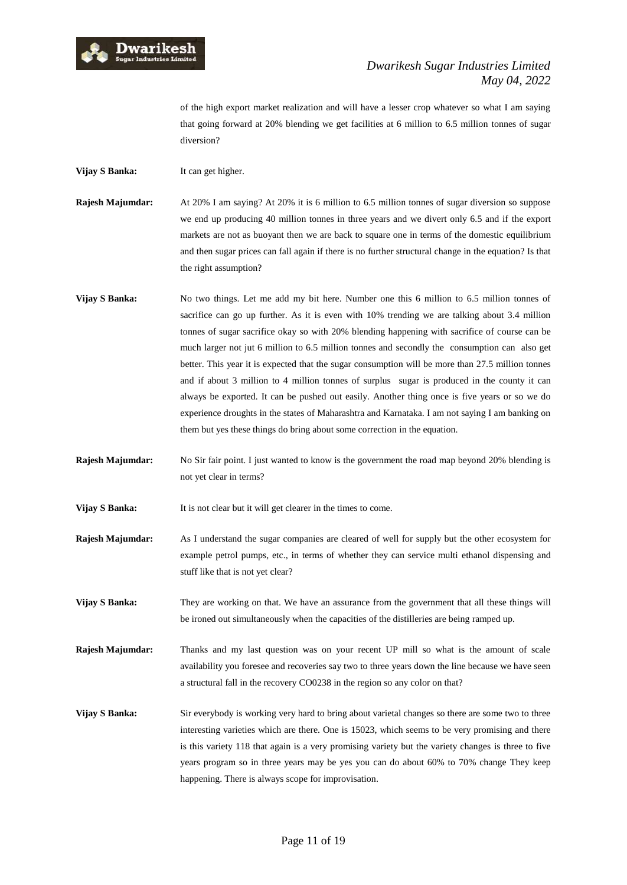of the high export market realization and will have a lesser crop whatever so what I am saying that going forward at 20% blending we get facilities at 6 million to 6.5 million tonnes of sugar diversion?

**Vijay S Banka:** It can get higher.

**Rajesh Majumdar:** At 20% I am saying? At 20% it is 6 million to 6.5 million tonnes of sugar diversion so suppose we end up producing 40 million tonnes in three years and we divert only 6.5 and if the export markets are not as buoyant then we are back to square one in terms of the domestic equilibrium and then sugar prices can fall again if there is no further structural change in the equation? Is that the right assumption?

**Vijay S Banka:** No two things. Let me add my bit here. Number one this 6 million to 6.5 million tonnes of sacrifice can go up further. As it is even with 10% trending we are talking about 3.4 million tonnes of sugar sacrifice okay so with 20% blending happening with sacrifice of course can be much larger not jut 6 million to 6.5 million tonnes and secondly the consumption can also get better. This year it is expected that the sugar consumption will be more than 27.5 million tonnes and if about 3 million to 4 million tonnes of surplus sugar is produced in the county it can always be exported. It can be pushed out easily. Another thing once is five years or so we do experience droughts in the states of Maharashtra and Karnataka. I am not saying I am banking on them but yes these things do bring about some correction in the equation.

**Rajesh Majumdar:** No Sir fair point. I just wanted to know is the government the road map beyond 20% blending is not yet clear in terms?

**Vijay S Banka:** It is not clear but it will get clearer in the times to come.

**Rajesh Majumdar:** As I understand the sugar companies are cleared of well for supply but the other ecosystem for example petrol pumps, etc., in terms of whether they can service multi ethanol dispensing and stuff like that is not yet clear?

**Vijay S Banka:** They are working on that. We have an assurance from the government that all these things will be ironed out simultaneously when the capacities of the distilleries are being ramped up.

**Rajesh Majumdar:** Thanks and my last question was on your recent UP mill so what is the amount of scale availability you foresee and recoveries say two to three years down the line because we have seen a structural fall in the recovery CO0238 in the region so any color on that?

**Vijay S Banka:** Sir everybody is working very hard to bring about varietal changes so there are some two to three interesting varieties which are there. One is 15023, which seems to be very promising and there is this variety 118 that again is a very promising variety but the variety changes is three to five years program so in three years may be yes you can do about 60% to 70% change They keep happening. There is always scope for improvisation.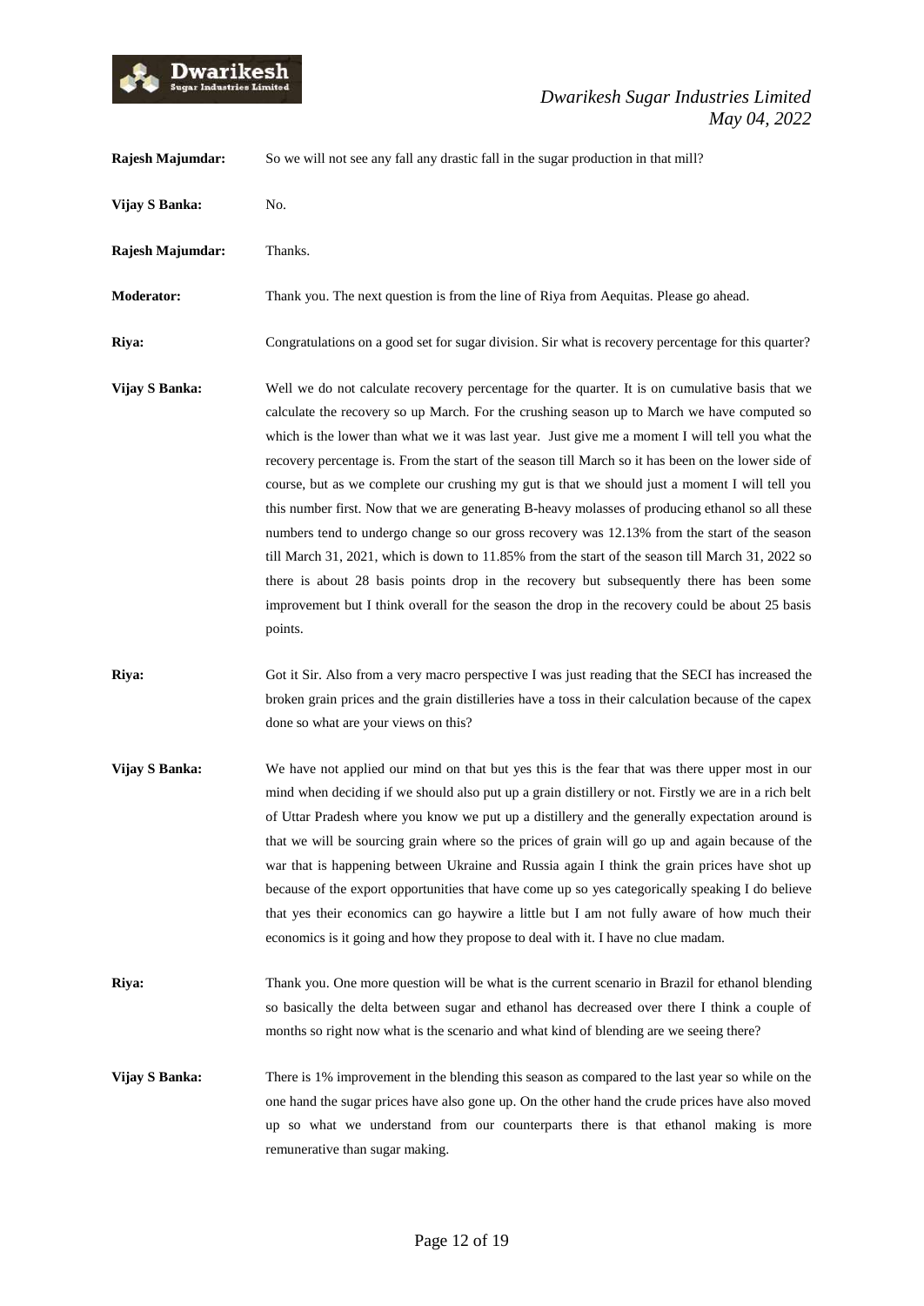**Rajesh Majumdar:** So we will not see any fall any drastic fall in the sugar production in that mill?

**Vijay S Banka:** No.

**Rajesh Majumdar:** Thanks.

**Moderator:** Thank you. The next question is from the line of Riya from Aequitas. Please go ahead.

**Riya:** Congratulations on a good set for sugar division. Sir what is recovery percentage for this quarter?

**Vijay S Banka:** Well we do not calculate recovery percentage for the quarter. It is on cumulative basis that we calculate the recovery so up March. For the crushing season up to March we have computed so which is the lower than what we it was last year. Just give me a moment I will tell you what the recovery percentage is. From the start of the season till March so it has been on the lower side of course, but as we complete our crushing my gut is that we should just a moment I will tell you this number first. Now that we are generating B-heavy molasses of producing ethanol so all these numbers tend to undergo change so our gross recovery was 12.13% from the start of the season till March 31, 2021, which is down to 11.85% from the start of the season till March 31, 2022 so there is about 28 basis points drop in the recovery but subsequently there has been some improvement but I think overall for the season the drop in the recovery could be about 25 basis points.

**Riya:** Got it Sir. Also from a very macro perspective I was just reading that the SECI has increased the broken grain prices and the grain distilleries have a toss in their calculation because of the capex done so what are your views on this?

**Vijay S Banka:** We have not applied our mind on that but yes this is the fear that was there upper most in our mind when deciding if we should also put up a grain distillery or not. Firstly we are in a rich belt of Uttar Pradesh where you know we put up a distillery and the generally expectation around is that we will be sourcing grain where so the prices of grain will go up and again because of the war that is happening between Ukraine and Russia again I think the grain prices have shot up because of the export opportunities that have come up so yes categorically speaking I do believe that yes their economics can go haywire a little but I am not fully aware of how much their economics is it going and how they propose to deal with it. I have no clue madam.

**Riya:** Thank you. One more question will be what is the current scenario in Brazil for ethanol blending so basically the delta between sugar and ethanol has decreased over there I think a couple of months so right now what is the scenario and what kind of blending are we seeing there?

**Vijay S Banka:** There is 1% improvement in the blending this season as compared to the last year so while on the one hand the sugar prices have also gone up. On the other hand the crude prices have also moved up so what we understand from our counterparts there is that ethanol making is more remunerative than sugar making.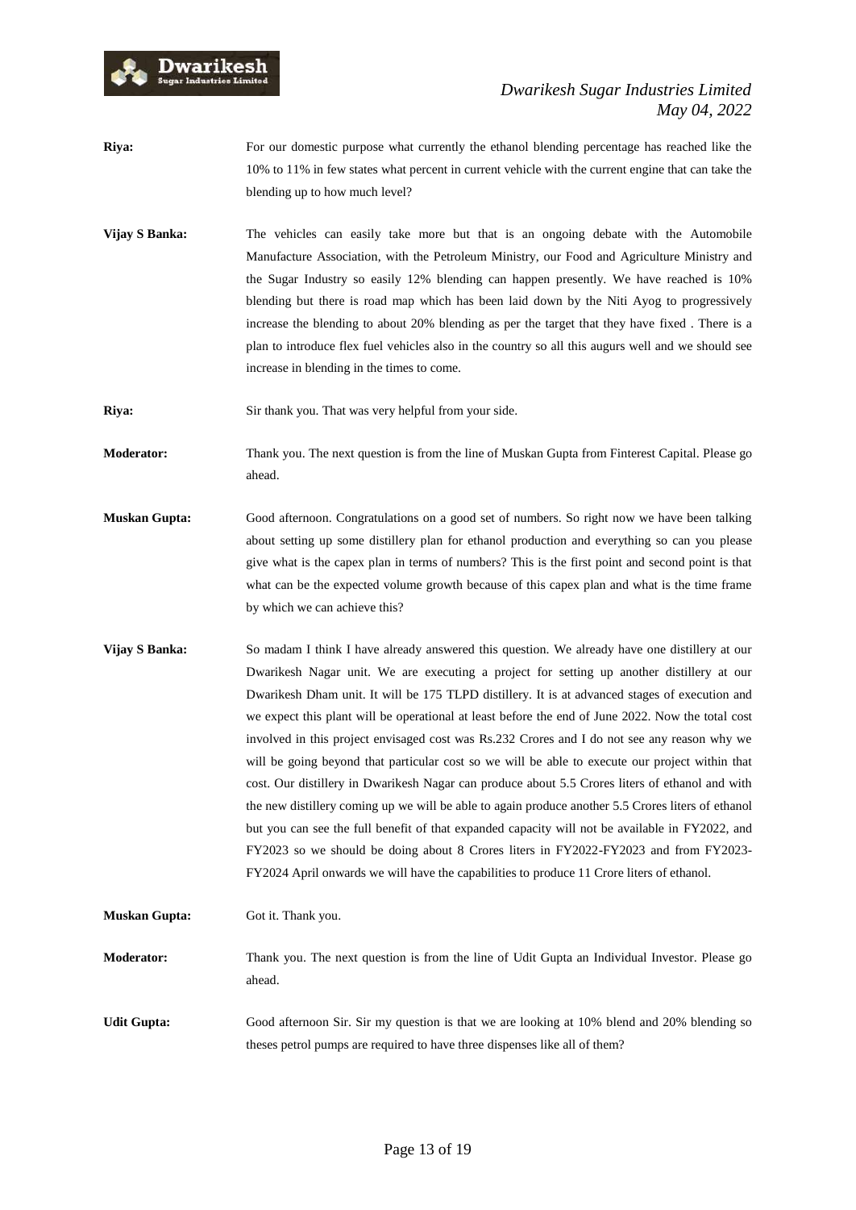**Riya:** For our domestic purpose what currently the ethanol blending percentage has reached like the 10% to 11% in few states what percent in current vehicle with the current engine that can take the blending up to how much level?

**Vijay S Banka:** The vehicles can easily take more but that is an ongoing debate with the Automobile Manufacture Association, with the Petroleum Ministry, our Food and Agriculture Ministry and the Sugar Industry so easily 12% blending can happen presently. We have reached is 10% blending but there is road map which has been laid down by the Niti Ayog to progressively increase the blending to about 20% blending as per the target that they have fixed . There is a plan to introduce flex fuel vehicles also in the country so all this augurs well and we should see increase in blending in the times to come.

**Riya:** Sir thank you. That was very helpful from your side.

**Moderator:** Thank you. The next question is from the line of Muskan Gupta from Finterest Capital. Please go ahead.

**Muskan Gupta:** Good afternoon. Congratulations on a good set of numbers. So right now we have been talking about setting up some distillery plan for ethanol production and everything so can you please give what is the capex plan in terms of numbers? This is the first point and second point is that what can be the expected volume growth because of this capex plan and what is the time frame by which we can achieve this?

**Vijay S Banka:** So madam I think I have already answered this question. We already have one distillery at our Dwarikesh Nagar unit. We are executing a project for setting up another distillery at our Dwarikesh Dham unit. It will be 175 TLPD distillery. It is at advanced stages of execution and we expect this plant will be operational at least before the end of June 2022. Now the total cost involved in this project envisaged cost was Rs.232 Crores and I do not see any reason why we will be going beyond that particular cost so we will be able to execute our project within that cost. Our distillery in Dwarikesh Nagar can produce about 5.5 Crores liters of ethanol and with the new distillery coming up we will be able to again produce another 5.5 Crores liters of ethanol but you can see the full benefit of that expanded capacity will not be available in FY2022, and FY2023 so we should be doing about 8 Crores liters in FY2022-FY2023 and from FY2023-FY2024 April onwards we will have the capabilities to produce 11 Crore liters of ethanol.

**Muskan Gupta:** Got it. Thank you.

**Moderator:** Thank you. The next question is from the line of Udit Gupta an Individual Investor. Please go ahead.

**Udit Gupta:** Good afternoon Sir. Sir my question is that we are looking at 10% blend and 20% blending so theses petrol pumps are required to have three dispenses like all of them?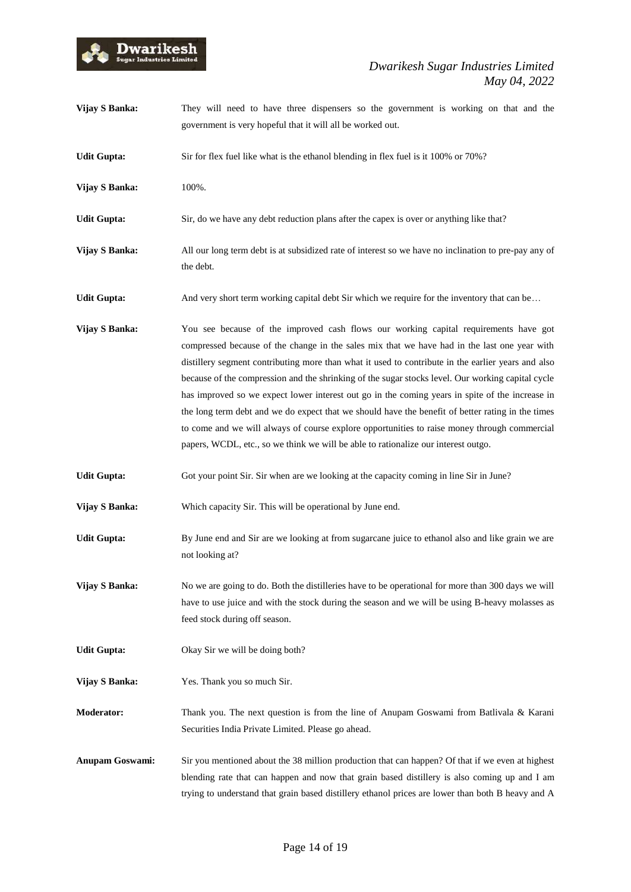**Vijay S Banka:** They will need to have three dispensers so the government is working on that and the government is very hopeful that it will all be worked out.

**Udit Gupta:** Sir for flex fuel like what is the ethanol blending in flex fuel is it 100% or 70%?

**Vijay S Banka:** 100%.

**Udit Gupta:** Sir, do we have any debt reduction plans after the capex is over or anything like that?

**Vijay S Banka:** All our long term debt is at subsidized rate of interest so we have no inclination to pre-pay any of the debt.

**Udit Gupta:** And very short term working capital debt Sir which we require for the inventory that can be…

**Vijay S Banka:** You see because of the improved cash flows our working capital requirements have got compressed because of the change in the sales mix that we have had in the last one year with distillery segment contributing more than what it used to contribute in the earlier years and also because of the compression and the shrinking of the sugar stocks level. Our working capital cycle has improved so we expect lower interest out go in the coming years in spite of the increase in the long term debt and we do expect that we should have the benefit of better rating in the times to come and we will always of course explore opportunities to raise money through commercial papers, WCDL, etc., so we think we will be able to rationalize our interest outgo.

**Udit Gupta:** Got your point Sir. Sir when are we looking at the capacity coming in line Sir in June?

**Vijay S Banka:** Which capacity Sir. This will be operational by June end.

**Udit Gupta:** By June end and Sir are we looking at from sugarcane juice to ethanol also and like grain we are not looking at?

**Vijay S Banka:** No we are going to do. Both the distilleries have to be operational for more than 300 days we will have to use juice and with the stock during the season and we will be using B-heavy molasses as feed stock during off season.

**Udit Gupta:** Okay Sir we will be doing both?

**Vijay S Banka:** Yes. Thank you so much Sir.

**Moderator:** Thank you. The next question is from the line of Anupam Goswami from Batlivala & Karani Securities India Private Limited. Please go ahead.

**Anupam Goswami:** Sir you mentioned about the 38 million production that can happen? Of that if we even at highest blending rate that can happen and now that grain based distillery is also coming up and I am trying to understand that grain based distillery ethanol prices are lower than both B heavy and A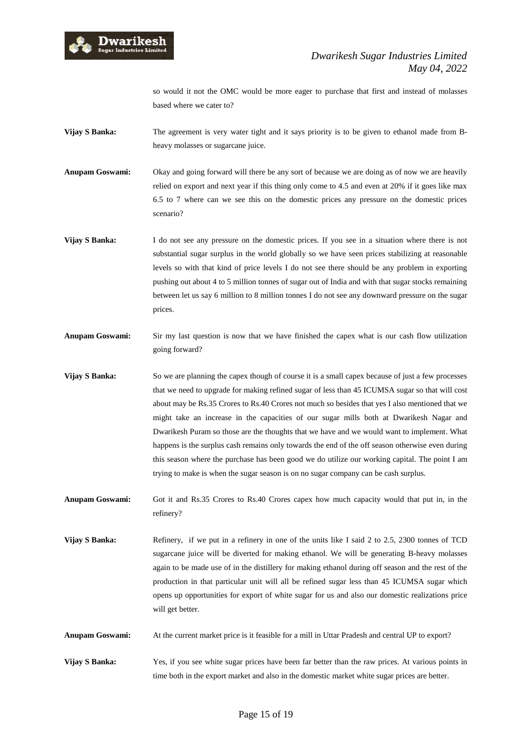so would it not the OMC would be more eager to purchase that first and instead of molasses based where we cater to?

**Vijay S Banka:** The agreement is very water tight and it says priority is to be given to ethanol made from B-heavy molasses or sugarcane juice.

**Anupam Goswami:** Okay and going forward will there be any sort of because we are doing as of now we are heavily relied on export and next year if this thing only come to 4.5 and even at 20% if it goes like max 6.5 to 7 where can we see this on the domestic prices any pressure on the domestic prices scenario?

**Vijay S Banka:** I do not see any pressure on the domestic prices. If you see in a situation where there is not substantial sugar surplus in the world globally so we have seen prices stabilizing at reasonable levels so with that kind of price levels I do not see there should be any problem in exporting pushing out about 4 to 5 million tonnes of sugar out of India and with that sugar stocks remaining between let us say 6 million to 8 million tonnes I do not see any downward pressure on the sugar prices.

**Anupam Goswami:** Sir my last question is now that we have finished the capex what is our cash flow utilization going forward?

**Vijay S Banka:** So we are planning the capex though of course it is a small capex because of just a few processes that we need to upgrade for making refined sugar of less than 45 ICUMSA sugar so that will cost about may be Rs.35 Crores to Rs.40 Crores not much so besides that yes I also mentioned that we might take an increase in the capacities of our sugar mills both at Dwarikesh Nagar and Dwarikesh Puram so those are the thoughts that we have and we would want to implement. What happens is the surplus cash remains only towards the end of the off season otherwise even during this season where the purchase has been good we do utilize our working capital. The point I am trying to make is when the sugar season is on no sugar company can be cash surplus.

**Anupam Goswami:** Got it and Rs.35 Crores to Rs.40 Crores capex how much capacity would that put in, in the refinery?

**Vijay S Banka:** Refinery, if we put in a refinery in one of the units like I said 2 to 2.5, 2300 tonnes of TCD sugarcane juice will be diverted for making ethanol. We will be generating B-heavy molasses again to be made use of in the distillery for making ethanol during off season and the rest of the production in that particular unit will all be refined sugar less than 45 ICUMSA sugar which opens up opportunities for export of white sugar for us and also our domestic realizations price will get better.

**Anupam Goswami:** At the current market price is it feasible for a mill in Uttar Pradesh and central UP to export?

**Vijay S Banka:** Yes, if you see white sugar prices have been far better than the raw prices. At various points in time both in the export market and also in the domestic market white sugar prices are better.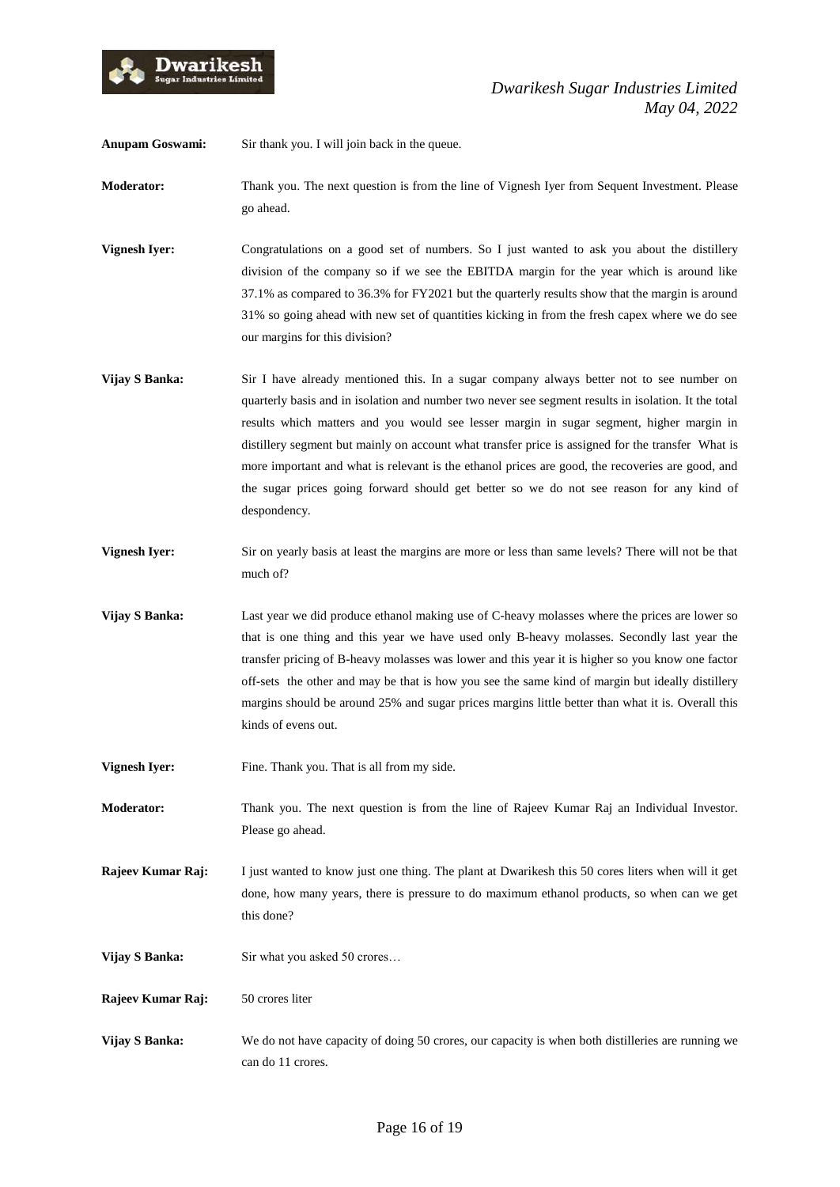**Anupam Goswami:** Sir thank you. I will join back in the queue.

**Moderator:** Thank you. The next question is from the line of Vignesh Iyer from Sequent Investment. Please go ahead.

**Vignesh Iyer:** Congratulations on a good set of numbers. So I just wanted to ask you about the distillery division of the company so if we see the EBITDA margin for the year which is around like 37.1% as compared to 36.3% for FY2021 but the quarterly results show that the margin is around 31% so going ahead with new set of quantities kicking in from the fresh capex where we do see our margins for this division?

**Vijay S Banka:** Sir I have already mentioned this. In a sugar company always better not to see number on quarterly basis and in isolation and number two never see segment results in isolation. It the total results which matters and you would see lesser margin in sugar segment, higher margin in distillery segment but mainly on account what transfer price is assigned for the transfer What is more important and what is relevant is the ethanol prices are good, the recoveries are good, and the sugar prices going forward should get better so we do not see reason for any kind of despondency.

**Vignesh Iyer:** Sir on yearly basis at least the margins are more or less than same levels? There will not be that much of?

**Vijay S Banka:** Last year we did produce ethanol making use of C-heavy molasses where the prices are lower so that is one thing and this year we have used only B-heavy molasses. Secondly last year the transfer pricing of B-heavy molasses was lower and this year it is higher so you know one factor off-sets the other and may be that is how you see the same kind of margin but ideally distillery margins should be around 25% and sugar prices margins little better than what it is. Overall this kinds of evens out.

**Vignesh Iyer:** Fine. Thank you. That is all from my side.

**Moderator:** Thank you. The next question is from the line of Rajeev Kumar Raj an Individual Investor. Please go ahead.

**Rajeev Kumar Raj:** I just wanted to know just one thing. The plant at Dwarikesh this 50 cores liters when will it get done, how many years, there is pressure to do maximum ethanol products, so when can we get this done?

**Vijay S Banka:** Sir what you asked 50 crores…

**Rajeev Kumar Raj:** 50 crores liter

**Vijay S Banka:** We do not have capacity of doing 50 crores, our capacity is when both distilleries are running we can do 11 crores.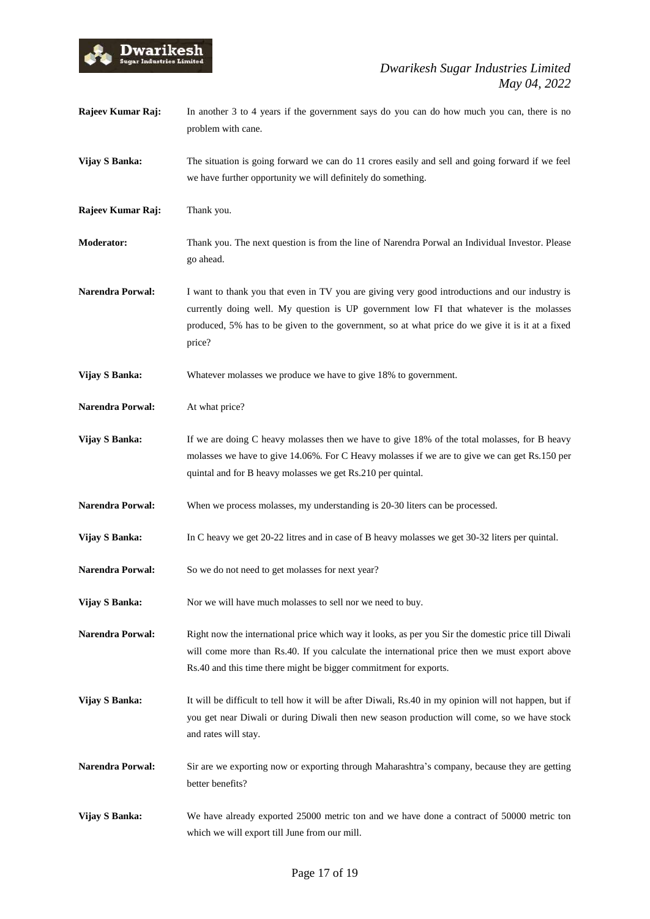**Rajeev Kumar Raj:** In another 3 to 4 years if the government says do you can do how much you can, there is no problem with cane.

**Vijay S Banka:** The situation is going forward we can do 11 crores easily and sell and going forward if we feel we have further opportunity we will definitely do something.

**Rajeev Kumar Raj:** Thank you.

**Moderator:** Thank you. The next question is from the line of Narendra Porwal an Individual Investor. Please go ahead.

**Narendra Porwal:** I want to thank you that even in TV you are giving very good introductions and our industry is currently doing well. My question is UP government low FI that whatever is the molasses produced, 5% has to be given to the government, so at what price do we give it is it at a fixed price?

**Vijay S Banka:** Whatever molasses we produce we have to give 18% to government.

**Narendra Porwal:** At what price?

**Vijay S Banka:** If we are doing C heavy molasses then we have to give 18% of the total molasses, for B heavy molasses we have to give 14.06%. For C Heavy molasses if we are to give we can get Rs.150 per quintal and for B heavy molasses we get Rs.210 per quintal.

**Narendra Porwal:** When we process molasses, my understanding is 20-30 liters can be processed.

**Vijay S Banka:** In C heavy we get 20-22 litres and in case of B heavy molasses we get 30-32 liters per quintal.

**Narendra Porwal:** So we do not need to get molasses for next year?

**Vijay S Banka:** Nor we will have much molasses to sell nor we need to buy.

**Narendra Porwal:** Right now the international price which way it looks, as per you Sir the domestic price till Diwali will come more than Rs.40. If you calculate the international price then we must export above Rs.40 and this time there might be bigger commitment for exports.

**Vijay S Banka:** It will be difficult to tell how it will be after Diwali, Rs.40 in my opinion will not happen, but if you get near Diwali or during Diwali then new season production will come, so we have stock and rates will stay.

**Narendra Porwal:** Sir are we exporting now or exporting through Maharashtra's company, because they are getting better benefits?

**Vijay S Banka:** We have already exported 25000 metric ton and we have done a contract of 50000 metric ton which we will export till June from our mill.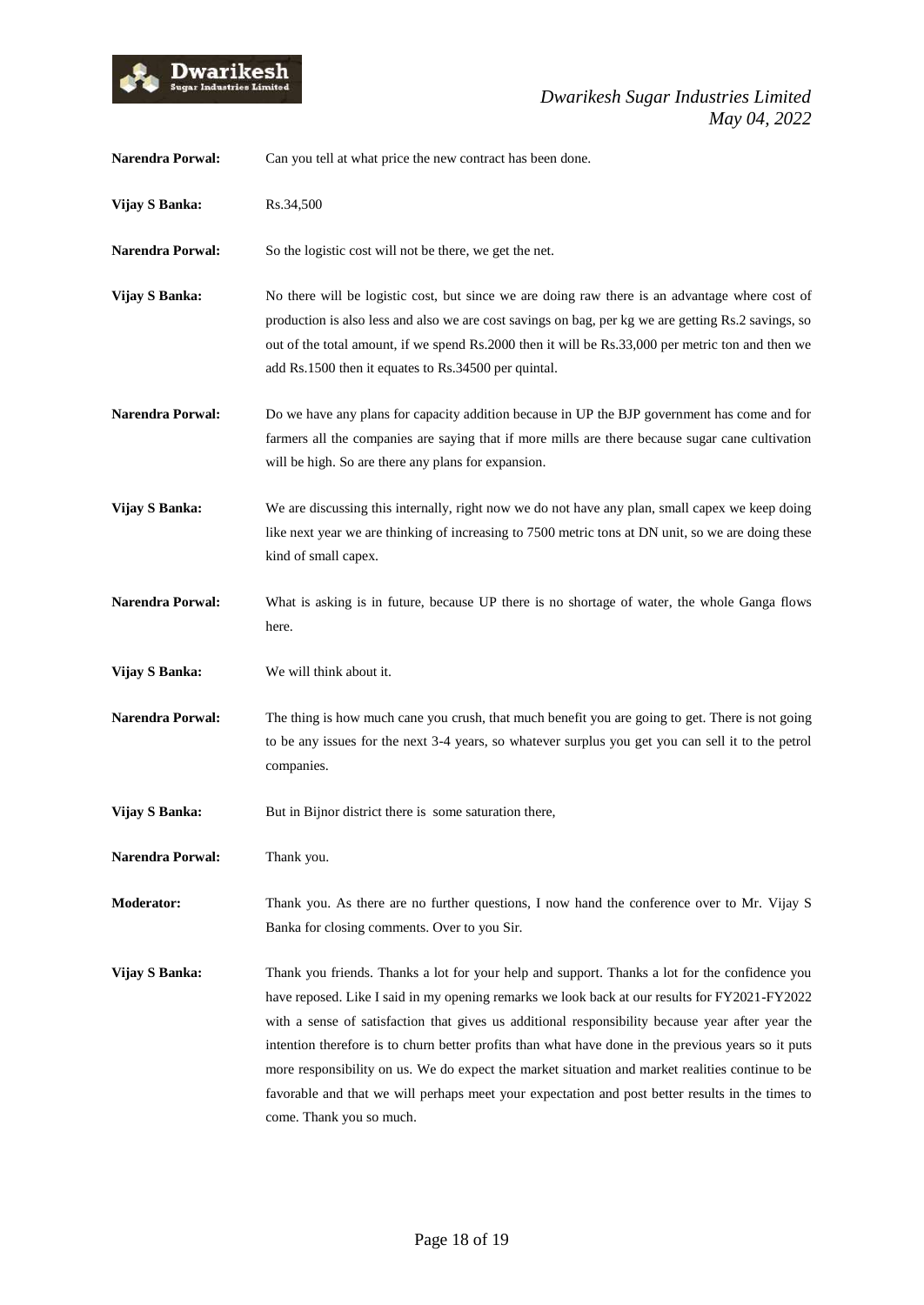**Narendra Porwal:** Can you tell at what price the new contract has been done.

**Vijay S Banka:** Rs.34,500

**Narendra Porwal:** So the logistic cost will not be there, we get the net.

**Vijay S Banka:** No there will be logistic cost, but since we are doing raw there is an advantage where cost of production is also less and also we are cost savings on bag, per kg we are getting Rs.2 savings, so out of the total amount, if we spend Rs.2000 then it will be Rs.33,000 per metric ton and then we add Rs.1500 then it equates to Rs.34500 per quintal.

**Narendra Porwal:** Do we have any plans for capacity addition because in UP the BJP government has come and for farmers all the companies are saying that if more mills are there because sugar cane cultivation will be high. So are there any plans for expansion.

**Vijay S Banka:** We are discussing this internally, right now we do not have any plan, small capex we keep doing like next year we are thinking of increasing to 7500 metric tons at DN unit, so we are doing these kind of small capex.

**Narendra Porwal:** What is asking is in future, because UP there is no shortage of water, the whole Ganga flows here.

**Vijay S Banka:** We will think about it.

**Narendra Porwal:** The thing is how much cane you crush, that much benefit you are going to get. There is not going to be any issues for the next 3-4 years, so whatever surplus you get you can sell it to the petrol companies.

**Vijay S Banka:** But in Bijnor district there is some saturation there,

**Narendra Porwal:** Thank you.

**Moderator:** Thank you. As there are no further questions, I now hand the conference over to Mr. Vijay S Banka for closing comments. Over to you Sir.

**Vijay S Banka:** Thank you friends. Thanks a lot for your help and support. Thanks a lot for the confidence you have reposed. Like I said in my opening remarks we look back at our results for FY2021-FY2022 with a sense of satisfaction that gives us additional responsibility because year after year the intention therefore is to churn better profits than what have done in the previous years so it puts more responsibility on us. We do expect the market situation and market realities continue to be favorable and that we will perhaps meet your expectation and post better results in the times to come. Thank you so much.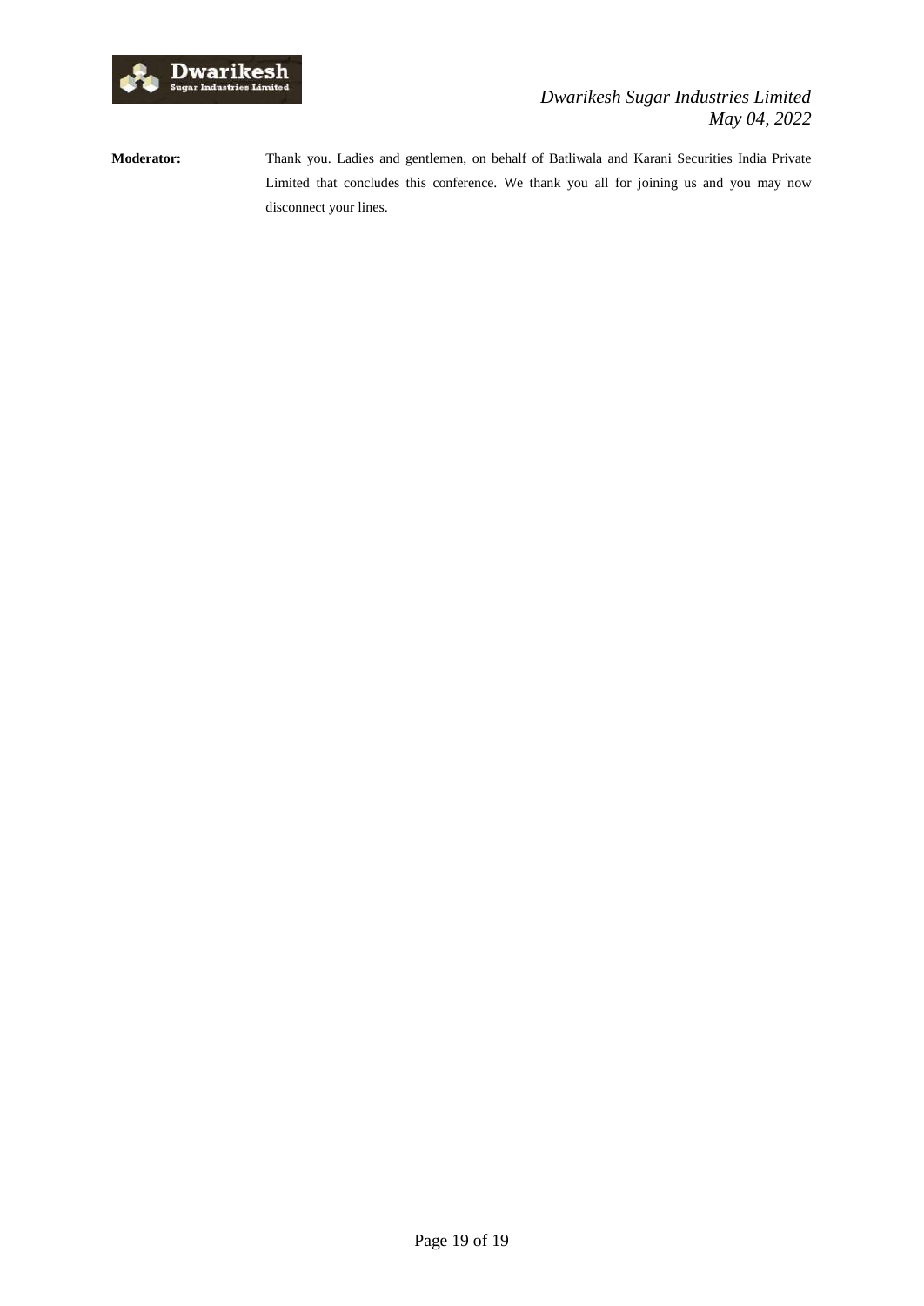**Moderator:** Thank you. Ladies and gentlemen, on behalf of Batliwala and Karani Securities India Private Limited that concludes this conference. We thank you all for joining us and you may now disconnect your lines.